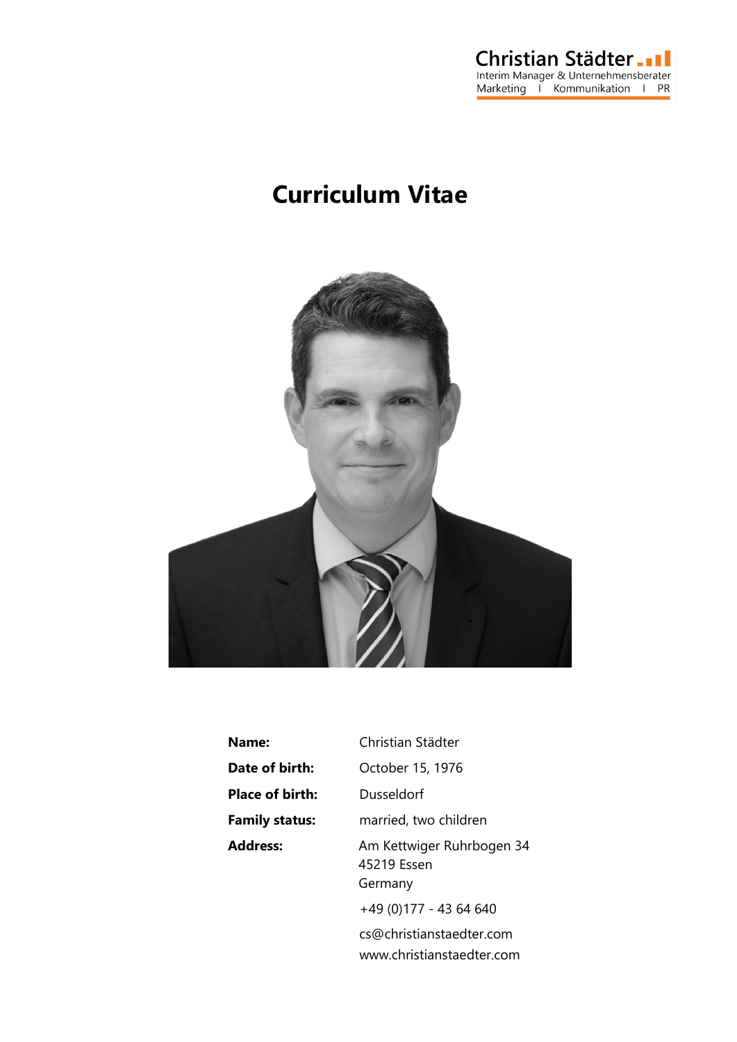Christian Städter
Interim Manager & Unternehmensberater
Marketing I Kommunikation I PR

# Curriculum Vitae

| | |
|---|---|
| **Name:** | Christian Städter |
| **Date of birth:** | October 15, 1976 |
| **Place of birth:** | Dusseldorf |
| **Family status:** | married, two children |
| **Address:** | Am Kettwiger Ruhrbogen 34<br>45219 Essen<br>Germany |
| | +49 (0)177 - 43 64 640 |
| | cs@christianstaedter.com<br>www.christianstaedter.com |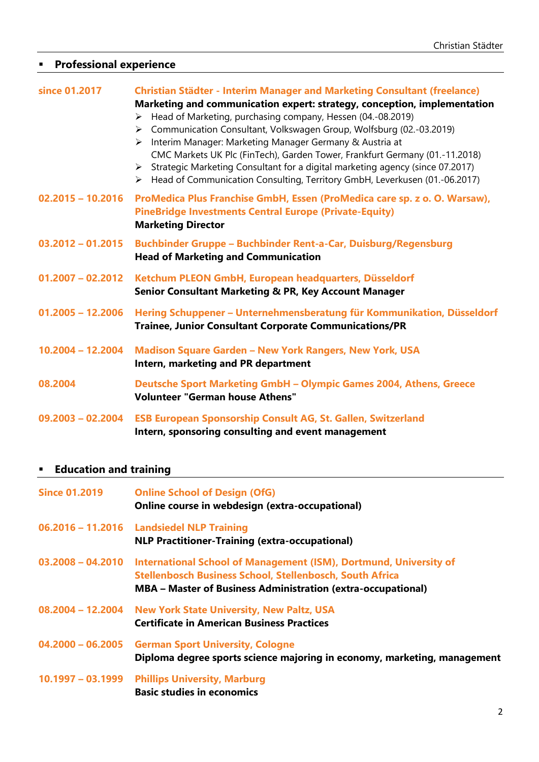## Professional experience

**since 01.2017** — **Christian Städter - Interim Manager and Marketing Consultant (freelance)**
**Marketing and communication expert: strategy, conception, implementation**

- Head of Marketing, purchasing company, Hessen (04.-08.2019)
- Communication Consultant, Volkswagen Group, Wolfsburg (02.-03.2019)
- Interim Manager: Marketing Manager Germany & Austria at CMC Markets UK Plc (FinTech), Garden Tower, Frankfurt Germany (01.-11.2018)
- Strategic Marketing Consultant for a digital marketing agency (since 07.2017)
- Head of Communication Consulting, Territory GmbH, Leverkusen (01.-06.2017)

**02.2015 – 10.2016** — **ProMedica Plus Franchise GmbH, Essen (ProMedica care sp. z o. O. Warsaw), PineBridge Investments Central Europe (Private-Equity)**
**Marketing Director**

**03.2012 – 01.2015** — **Buchbinder Gruppe – Buchbinder Rent-a-Car, Duisburg/Regensburg**
**Head of Marketing and Communication**

**01.2007 – 02.2012** — **Ketchum PLEON GmbH, European headquarters, Düsseldorf**
**Senior Consultant Marketing & PR, Key Account Manager**

**01.2005 – 12.2006** — **Hering Schuppener – Unternehmensberatung für Kommunikation, Düsseldorf**
**Trainee, Junior Consultant Corporate Communications/PR**

**10.2004 – 12.2004** — **Madison Square Garden – New York Rangers, New York, USA**
**Intern, marketing and PR department**

**08.2004** — **Deutsche Sport Marketing GmbH – Olympic Games 2004, Athens, Greece**
**Volunteer "German house Athens"**

**09.2003 – 02.2004** — **ESB European Sponsorship Consult AG, St. Gallen, Switzerland**
**Intern, sponsoring consulting and event management**

## Education and training

**Since 01.2019** — **Online School of Design (OfG)**
**Online course in webdesign (extra-occupational)**

**06.2016 – 11.2016** — **Landsiedel NLP Training**
**NLP Practitioner-Training (extra-occupational)**

**03.2008 – 04.2010** — **International School of Management (ISM), Dortmund, University of Stellenbosch Business School, Stellenbosch, South Africa**
**MBA – Master of Business Administration (extra-occupational)**

**08.2004 – 12.2004** — **New York State University, New Paltz, USA**
**Certificate in American Business Practices**

**04.2000 – 06.2005** — **German Sport University, Cologne**
**Diploma degree sports science majoring in economy, marketing, management**

**10.1997 – 03.1999** — **Phillips University, Marburg**
**Basic studies in economics**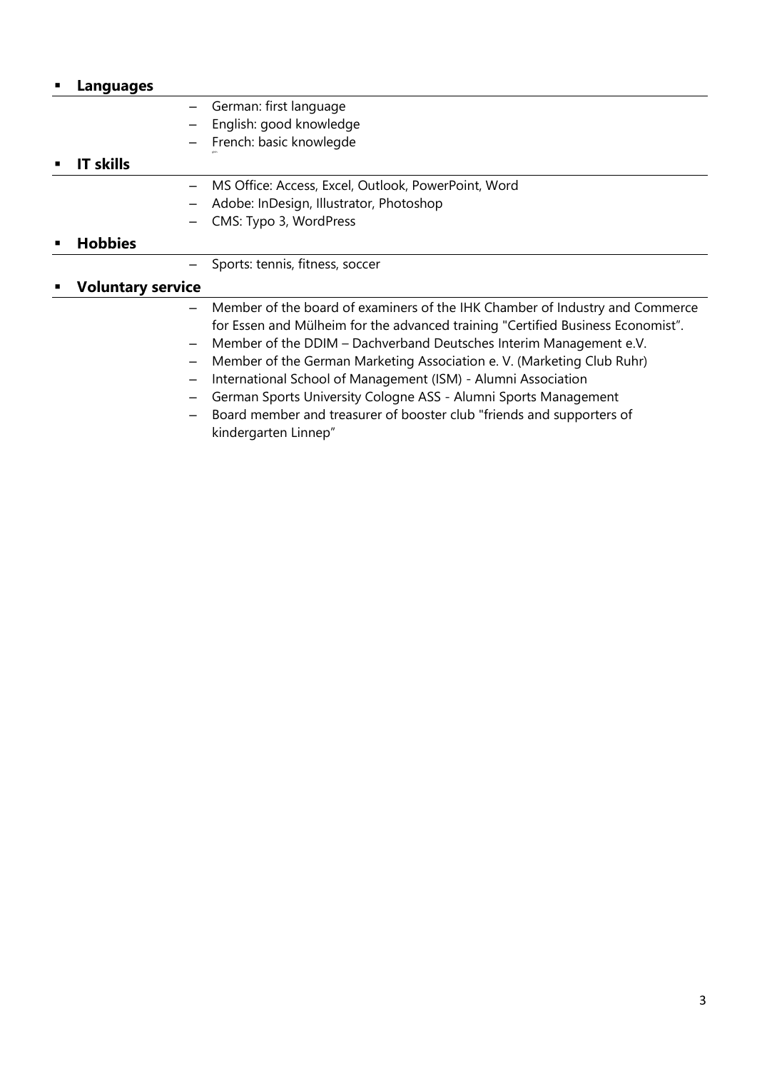- **Languages**

  - German: first language
  - English: good knowledge
  - French: basic knowlegde

- **IT skills**

  - MS Office: Access, Excel, Outlook, PowerPoint, Word
  - Adobe: InDesign, Illustrator, Photoshop
  - CMS: Typo 3, WordPress

- **Hobbies**

  - Sports: tennis, fitness, soccer

- **Voluntary service**

  - Member of the board of examiners of the IHK Chamber of Industry and Commerce for Essen and Mülheim for the advanced training "Certified Business Economist".
  - Member of the DDIM – Dachverband Deutsches Interim Management e.V.
  - Member of the German Marketing Association e. V. (Marketing Club Ruhr)
  - International School of Management (ISM) - Alumni Association
  - German Sports University Cologne ASS - Alumni Sports Management
  - Board member and treasurer of booster club "friends and supporters of kindergarten Linnep"